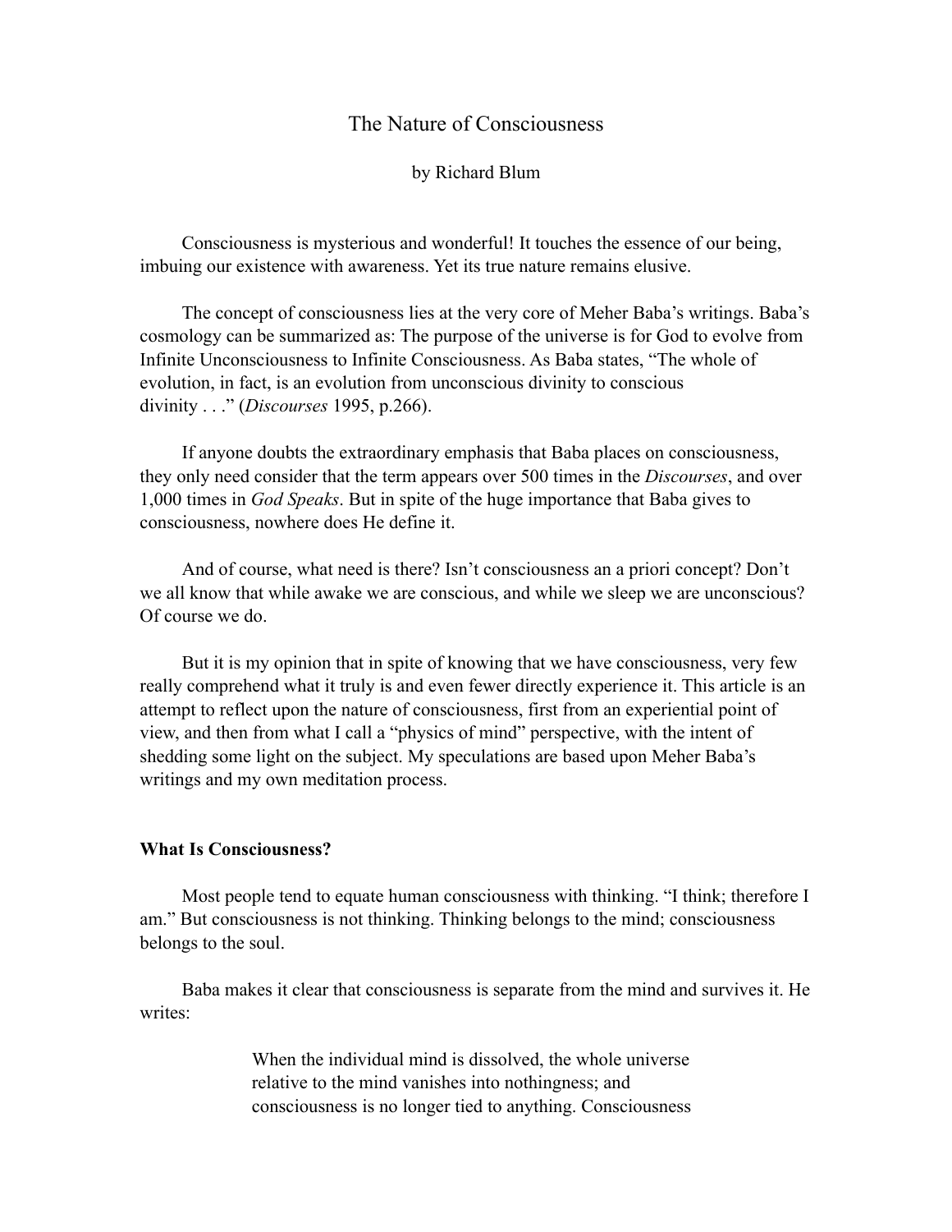# The Nature of Consciousness

by Richard Blum

Consciousness is mysterious and wonderful! It touches the essence of our being, imbuing our existence with awareness. Yet its true nature remains elusive.

The concept of consciousness lies at the very core of Meher Baba's writings. Baba's cosmology can be summarized as: The purpose of the universe is for God to evolve from Infinite Unconsciousness to Infinite Consciousness. As Baba states, "The whole of evolution, in fact, is an evolution from unconscious divinity to conscious divinity . . ." (*Discourses* 1995, p.266).

If anyone doubts the extraordinary emphasis that Baba places on consciousness, they only need consider that the term appears over 500 times in the *Discourses*, and over 1,000 times in *God Speaks*. But in spite of the huge importance that Baba gives to consciousness, nowhere does He define it.

And of course, what need is there? Isn't consciousness an a priori concept? Don't we all know that while awake we are conscious, and while we sleep we are unconscious? Of course we do.

But it is my opinion that in spite of knowing that we have consciousness, very few really comprehend what it truly is and even fewer directly experience it. This article is an attempt to reflect upon the nature of consciousness, first from an experiential point of view, and then from what I call a "physics of mind" perspective, with the intent of shedding some light on the subject. My speculations are based upon Meher Baba's writings and my own meditation process.

## What Is Consciousness?

Most people tend to equate human consciousness with thinking. "I think; therefore I am." But consciousness is not thinking. Thinking belongs to the mind; consciousness belongs to the soul.

Baba makes it clear that consciousness is separate from the mind and survives it. He writes:

> When the individual mind is dissolved, the whole universe relative to the mind vanishes into nothingness; and consciousness is no longer tied to anything. Consciousness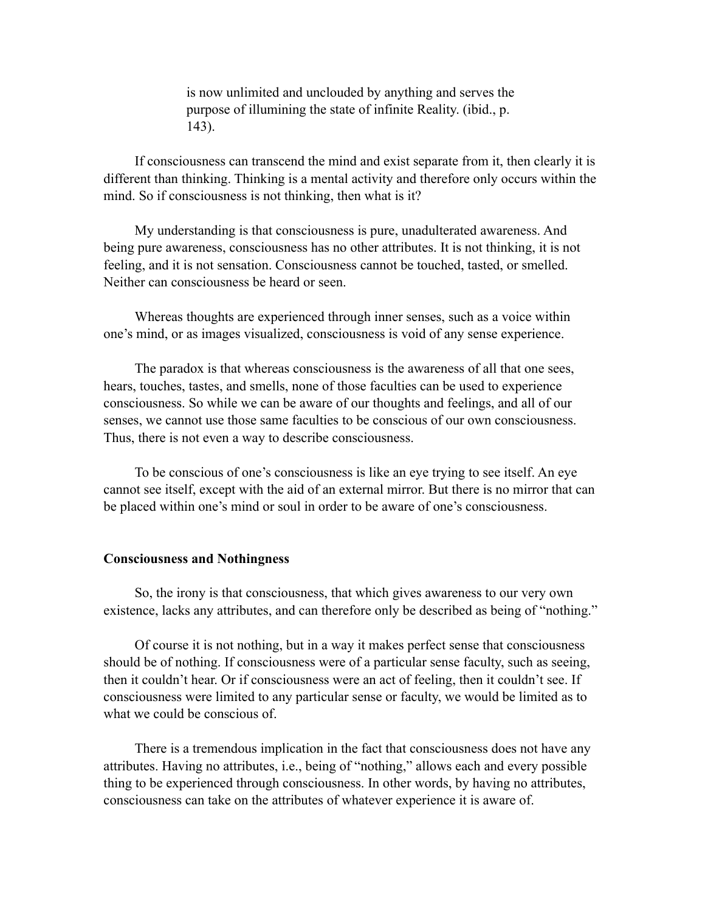> is now unlimited and unclouded by anything and serves the purpose of illumining the state of infinite Reality. (ibid., p. 143).

If consciousness can transcend the mind and exist separate from it, then clearly it is different than thinking. Thinking is a mental activity and therefore only occurs within the mind. So if consciousness is not thinking, then what is it?

My understanding is that consciousness is pure, unadulterated awareness. And being pure awareness, consciousness has no other attributes. It is not thinking, it is not feeling, and it is not sensation. Consciousness cannot be touched, tasted, or smelled. Neither can consciousness be heard or seen.

Whereas thoughts are experienced through inner senses, such as a voice within one's mind, or as images visualized, consciousness is void of any sense experience.

The paradox is that whereas consciousness is the awareness of all that one sees, hears, touches, tastes, and smells, none of those faculties can be used to experience consciousness. So while we can be aware of our thoughts and feelings, and all of our senses, we cannot use those same faculties to be conscious of our own consciousness. Thus, there is not even a way to describe consciousness.

To be conscious of one's consciousness is like an eye trying to see itself. An eye cannot see itself, except with the aid of an external mirror. But there is no mirror that can be placed within one's mind or soul in order to be aware of one's consciousness.

**Consciousness and Nothingness**

So, the irony is that consciousness, that which gives awareness to our very own existence, lacks any attributes, and can therefore only be described as being of "nothing."

Of course it is not nothing, but in a way it makes perfect sense that consciousness should be of nothing. If consciousness were of a particular sense faculty, such as seeing, then it couldn't hear. Or if consciousness were an act of feeling, then it couldn't see. If consciousness were limited to any particular sense or faculty, we would be limited as to what we could be conscious of.

There is a tremendous implication in the fact that consciousness does not have any attributes. Having no attributes, i.e., being of "nothing," allows each and every possible thing to be experienced through consciousness. In other words, by having no attributes, consciousness can take on the attributes of whatever experience it is aware of.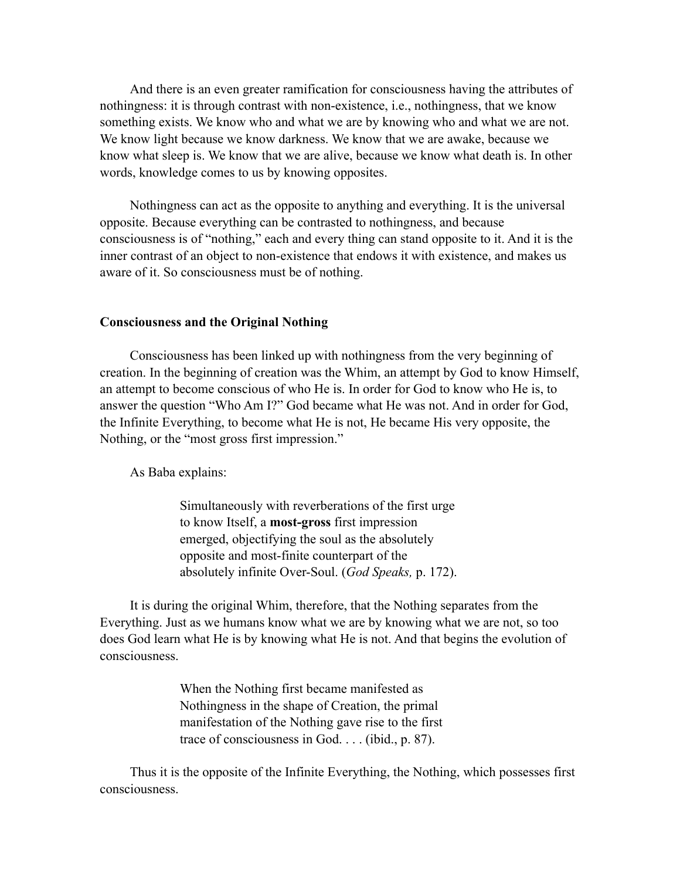And there is an even greater ramification for consciousness having the attributes of nothingness: it is through contrast with non-existence, i.e., nothingness, that we know something exists. We know who and what we are by knowing who and what we are not. We know light because we know darkness. We know that we are awake, because we know what sleep is. We know that we are alive, because we know what death is. In other words, knowledge comes to us by knowing opposites.

Nothingness can act as the opposite to anything and everything. It is the universal opposite. Because everything can be contrasted to nothingness, and because consciousness is of "nothing," each and every thing can stand opposite to it. And it is the inner contrast of an object to non-existence that endows it with existence, and makes us aware of it. So consciousness must be of nothing.

### Consciousness and the Original Nothing

Consciousness has been linked up with nothingness from the very beginning of creation. In the beginning of creation was the Whim, an attempt by God to know Himself, an attempt to become conscious of who He is. In order for God to know who He is, to answer the question "Who Am I?" God became what He was not. And in order for God, the Infinite Everything, to become what He is not, He became His very opposite, the Nothing, or the "most gross first impression."

As Baba explains:

> Simultaneously with reverberations of the first urge to know Itself, a **most-gross** first impression emerged, objectifying the soul as the absolutely opposite and most-finite counterpart of the absolutely infinite Over-Soul. (*God Speaks,* p. 172).

It is during the original Whim, therefore, that the Nothing separates from the Everything. Just as we humans know what we are by knowing what we are not, so too does God learn what He is by knowing what He is not. And that begins the evolution of consciousness.

> When the Nothing first became manifested as Nothingness in the shape of Creation, the primal manifestation of the Nothing gave rise to the first trace of consciousness in God. . . . (ibid., p. 87).

Thus it is the opposite of the Infinite Everything, the Nothing, which possesses first consciousness.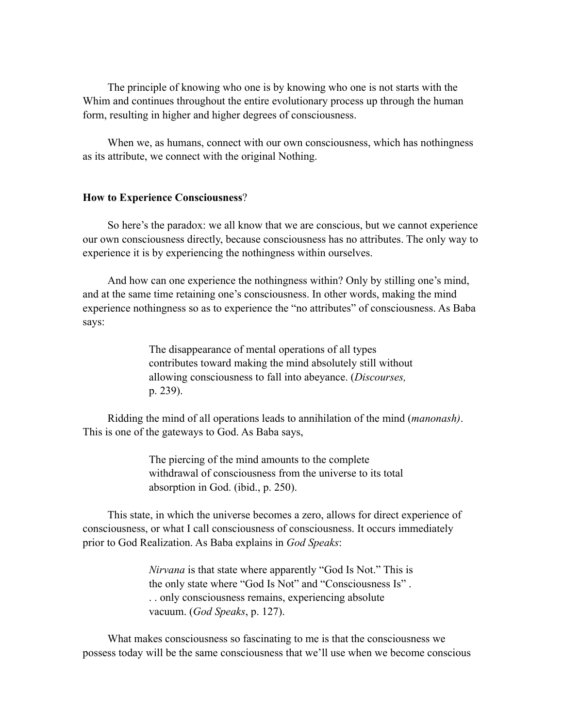The principle of knowing who one is by knowing who one is not starts with the Whim and continues throughout the entire evolutionary process up through the human form, resulting in higher and higher degrees of consciousness.

When we, as humans, connect with our own consciousness, which has nothingness as its attribute, we connect with the original Nothing.

**How to Experience Consciousness**?

So here's the paradox: we all know that we are conscious, but we cannot experience our own consciousness directly, because consciousness has no attributes. The only way to experience it is by experiencing the nothingness within ourselves.

And how can one experience the nothingness within? Only by stilling one's mind, and at the same time retaining one's consciousness. In other words, making the mind experience nothingness so as to experience the "no attributes" of consciousness. As Baba says:

> The disappearance of mental operations of all types contributes toward making the mind absolutely still without allowing consciousness to fall into abeyance. (*Discourses,* p. 239).

Ridding the mind of all operations leads to annihilation of the mind (*manonash)*. This is one of the gateways to God. As Baba says,

> The piercing of the mind amounts to the complete withdrawal of consciousness from the universe to its total absorption in God. (ibid., p. 250).

This state, in which the universe becomes a zero, allows for direct experience of consciousness, or what I call consciousness of consciousness. It occurs immediately prior to God Realization. As Baba explains in *God Speaks*:

> *Nirvana* is that state where apparently "God Is Not." This is the only state where "God Is Not" and "Consciousness Is" . . . only consciousness remains, experiencing absolute vacuum. (*God Speaks*, p. 127).

What makes consciousness so fascinating to me is that the consciousness we possess today will be the same consciousness that we'll use when we become conscious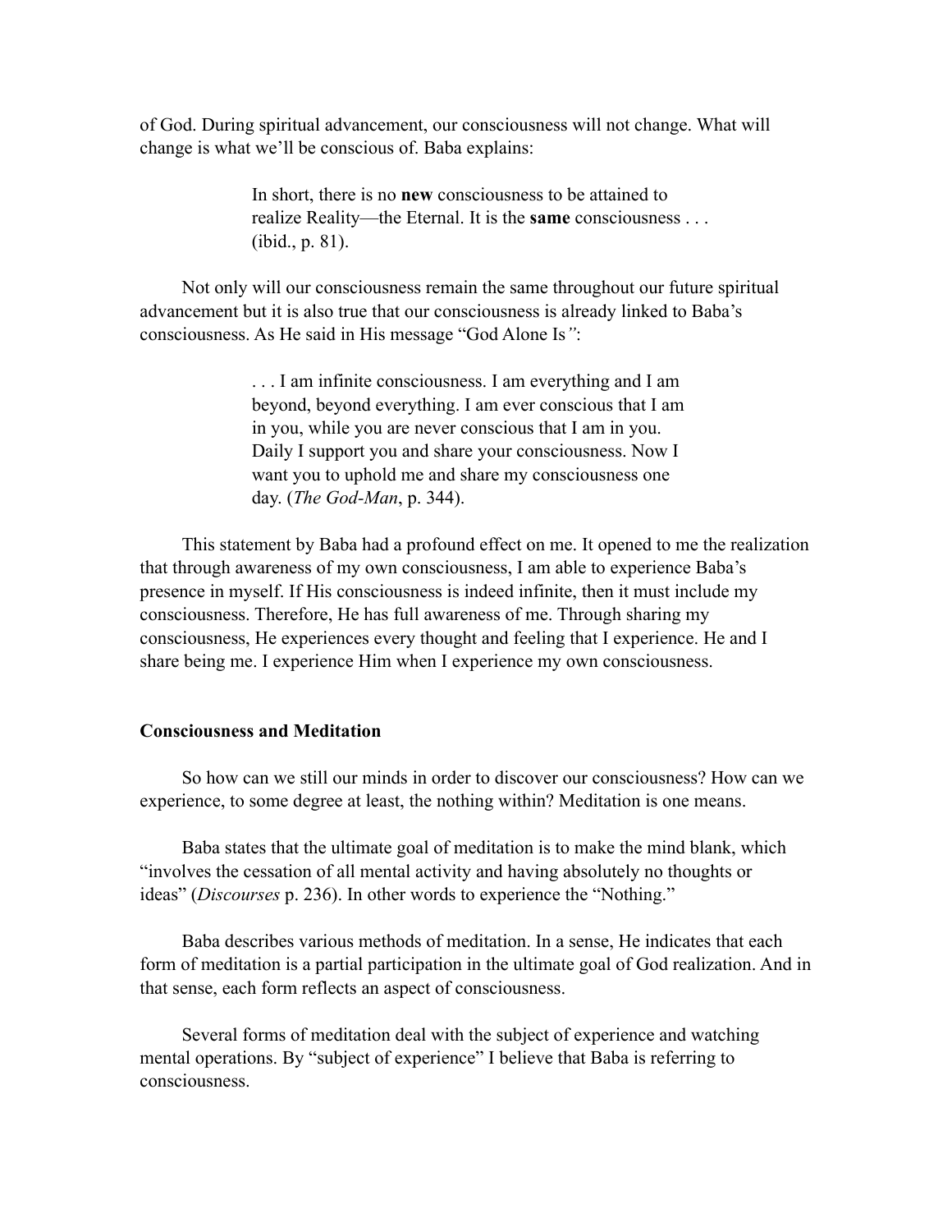of God. During spiritual advancement, our consciousness will not change. What will change is what we'll be conscious of. Baba explains:

> In short, there is no **new** consciousness to be attained to realize Reality—the Eternal. It is the **same** consciousness . . . (ibid., p. 81).

Not only will our consciousness remain the same throughout our future spiritual advancement but it is also true that our consciousness is already linked to Baba's consciousness. As He said in His message "God Alone Is*"*:

> . . . I am infinite consciousness. I am everything and I am beyond, beyond everything. I am ever conscious that I am in you, while you are never conscious that I am in you. Daily I support you and share your consciousness. Now I want you to uphold me and share my consciousness one day. (*The God-Man*, p. 344).

This statement by Baba had a profound effect on me. It opened to me the realization that through awareness of my own consciousness, I am able to experience Baba's presence in myself. If His consciousness is indeed infinite, then it must include my consciousness. Therefore, He has full awareness of me. Through sharing my consciousness, He experiences every thought and feeling that I experience. He and I share being me. I experience Him when I experience my own consciousness.

**Consciousness and Meditation**

So how can we still our minds in order to discover our consciousness? How can we experience, to some degree at least, the nothing within? Meditation is one means.

Baba states that the ultimate goal of meditation is to make the mind blank, which "involves the cessation of all mental activity and having absolutely no thoughts or ideas" (*Discourses* p. 236). In other words to experience the "Nothing."

Baba describes various methods of meditation. In a sense, He indicates that each form of meditation is a partial participation in the ultimate goal of God realization. And in that sense, each form reflects an aspect of consciousness.

Several forms of meditation deal with the subject of experience and watching mental operations. By "subject of experience" I believe that Baba is referring to consciousness.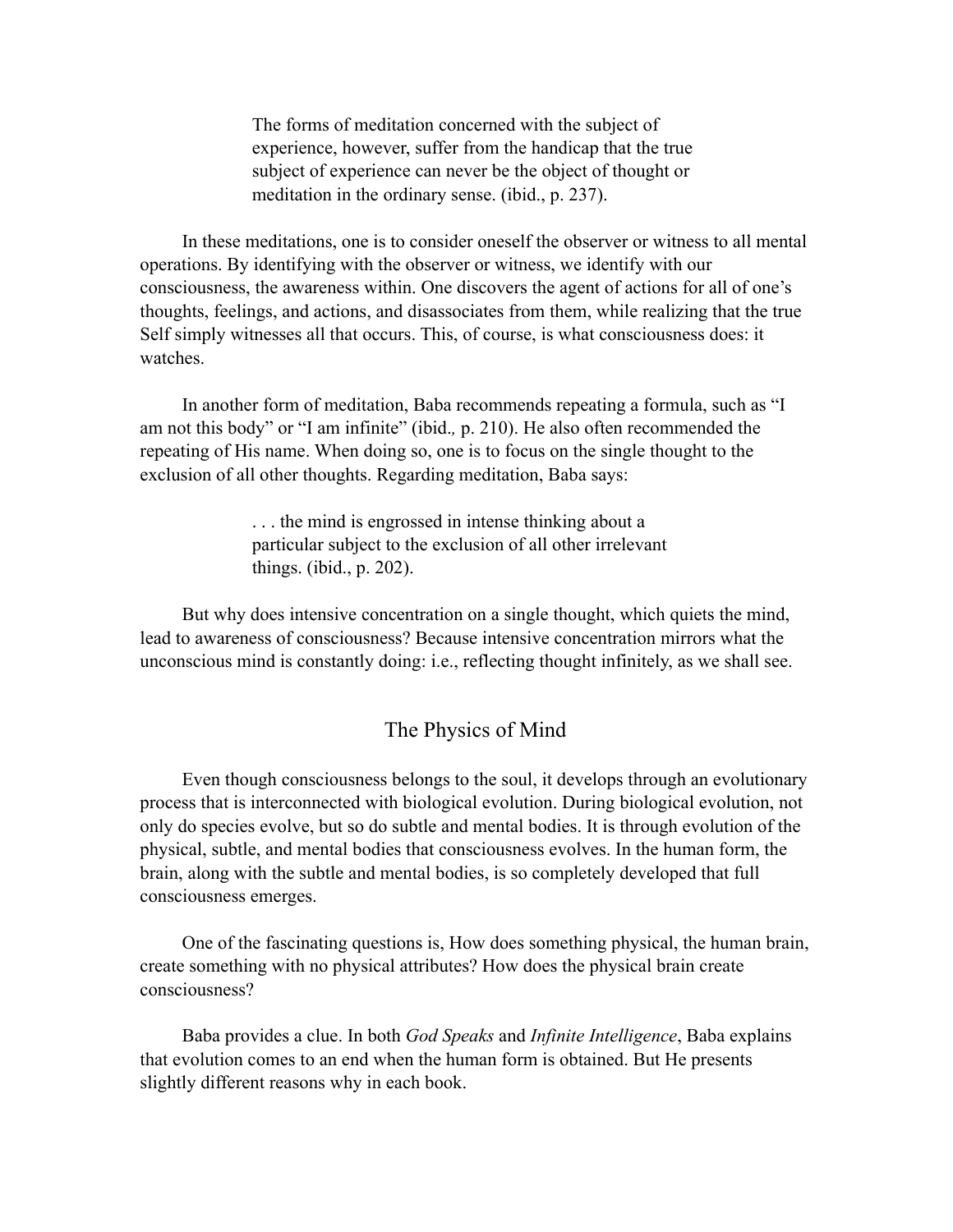> The forms of meditation concerned with the subject of experience, however, suffer from the handicap that the true subject of experience can never be the object of thought or meditation in the ordinary sense. (ibid., p. 237).

In these meditations, one is to consider oneself the observer or witness to all mental operations. By identifying with the observer or witness, we identify with our consciousness, the awareness within. One discovers the agent of actions for all of one's thoughts, feelings, and actions, and disassociates from them, while realizing that the true Self simply witnesses all that occurs. This, of course, is what consciousness does: it watches.

In another form of meditation, Baba recommends repeating a formula, such as "I am not this body" or "I am infinite" (ibid., p. 210). He also often recommended the repeating of His name. When doing so, one is to focus on the single thought to the exclusion of all other thoughts. Regarding meditation, Baba says:

> . . . the mind is engrossed in intense thinking about a particular subject to the exclusion of all other irrelevant things. (ibid., p. 202).

But why does intensive concentration on a single thought, which quiets the mind, lead to awareness of consciousness? Because intensive concentration mirrors what the unconscious mind is constantly doing: i.e., reflecting thought infinitely, as we shall see.

## The Physics of Mind

Even though consciousness belongs to the soul, it develops through an evolutionary process that is interconnected with biological evolution. During biological evolution, not only do species evolve, but so do subtle and mental bodies. It is through evolution of the physical, subtle, and mental bodies that consciousness evolves. In the human form, the brain, along with the subtle and mental bodies, is so completely developed that full consciousness emerges.

One of the fascinating questions is, How does something physical, the human brain, create something with no physical attributes? How does the physical brain create consciousness?

Baba provides a clue. In both *God Speaks* and *Infinite Intelligence*, Baba explains that evolution comes to an end when the human form is obtained. But He presents slightly different reasons why in each book.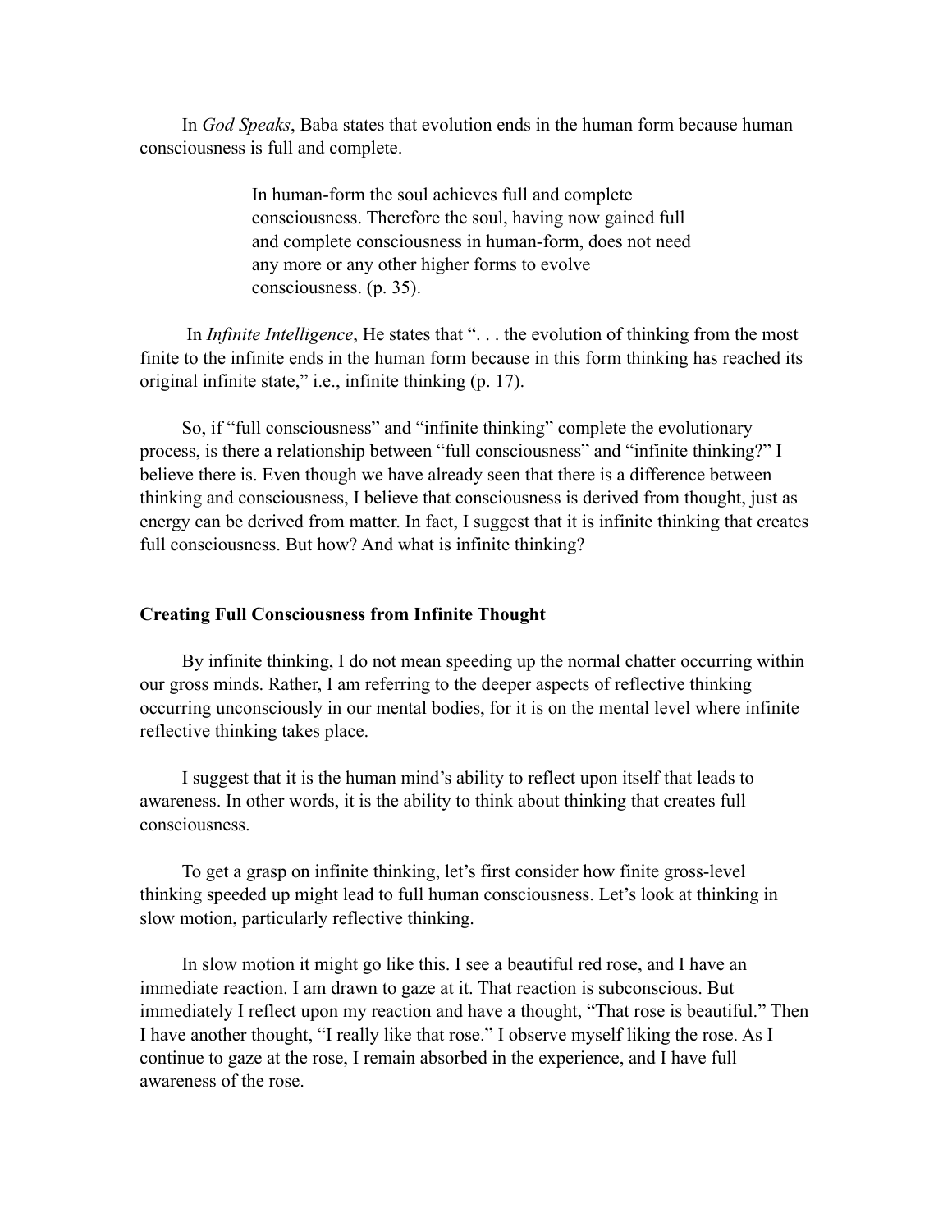In *God Speaks*, Baba states that evolution ends in the human form because human consciousness is full and complete.

> In human-form the soul achieves full and complete consciousness. Therefore the soul, having now gained full and complete consciousness in human-form, does not need any more or any other higher forms to evolve consciousness. (p. 35).

In *Infinite Intelligence*, He states that ". . . the evolution of thinking from the most finite to the infinite ends in the human form because in this form thinking has reached its original infinite state," i.e., infinite thinking (p. 17).

So, if "full consciousness" and "infinite thinking" complete the evolutionary process, is there a relationship between "full consciousness" and "infinite thinking?" I believe there is. Even though we have already seen that there is a difference between thinking and consciousness, I believe that consciousness is derived from thought, just as energy can be derived from matter. In fact, I suggest that it is infinite thinking that creates full consciousness. But how? And what is infinite thinking?

**Creating Full Consciousness from Infinite Thought**

By infinite thinking, I do not mean speeding up the normal chatter occurring within our gross minds. Rather, I am referring to the deeper aspects of reflective thinking occurring unconsciously in our mental bodies, for it is on the mental level where infinite reflective thinking takes place.

I suggest that it is the human mind's ability to reflect upon itself that leads to awareness. In other words, it is the ability to think about thinking that creates full consciousness.

To get a grasp on infinite thinking, let's first consider how finite gross-level thinking speeded up might lead to full human consciousness. Let's look at thinking in slow motion, particularly reflective thinking.

In slow motion it might go like this. I see a beautiful red rose, and I have an immediate reaction. I am drawn to gaze at it. That reaction is subconscious. But immediately I reflect upon my reaction and have a thought, "That rose is beautiful." Then I have another thought, "I really like that rose." I observe myself liking the rose. As I continue to gaze at the rose, I remain absorbed in the experience, and I have full awareness of the rose.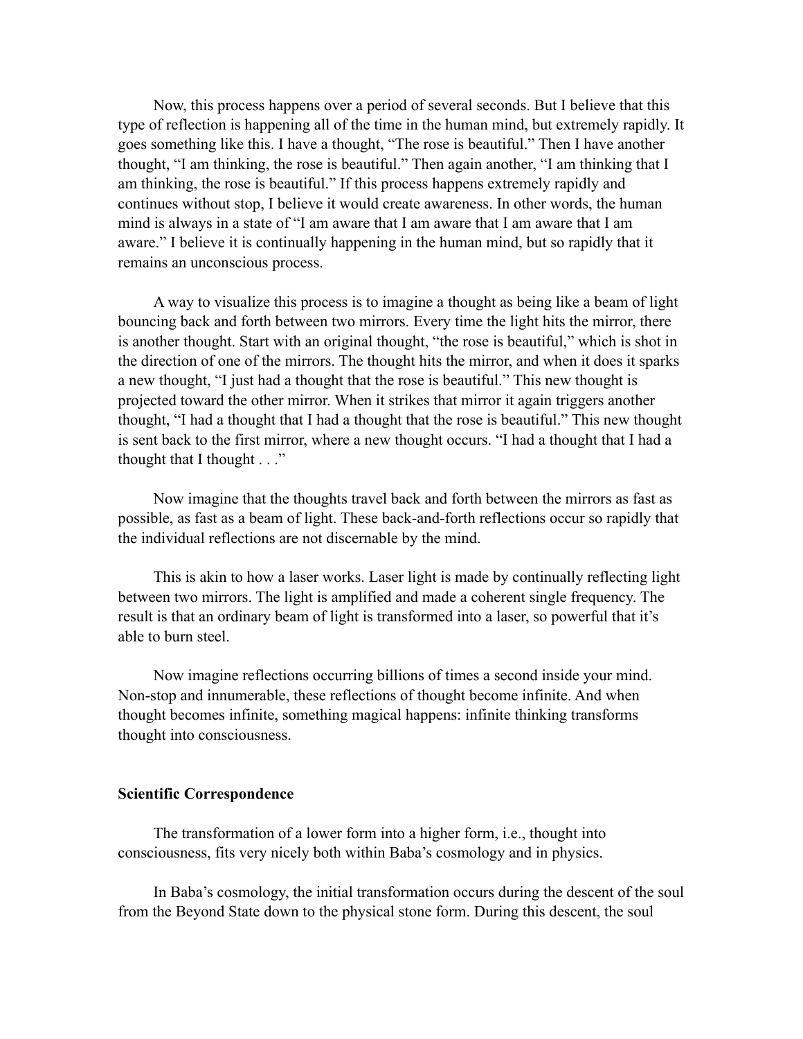Now, this process happens over a period of several seconds. But I believe that this type of reflection is happening all of the time in the human mind, but extremely rapidly. It goes something like this. I have a thought, "The rose is beautiful." Then I have another thought, "I am thinking, the rose is beautiful." Then again another, "I am thinking that I am thinking, the rose is beautiful." If this process happens extremely rapidly and continues without stop, I believe it would create awareness. In other words, the human mind is always in a state of "I am aware that I am aware that I am aware that I am aware." I believe it is continually happening in the human mind, but so rapidly that it remains an unconscious process.

A way to visualize this process is to imagine a thought as being like a beam of light bouncing back and forth between two mirrors. Every time the light hits the mirror, there is another thought. Start with an original thought, "the rose is beautiful," which is shot in the direction of one of the mirrors. The thought hits the mirror, and when it does it sparks a new thought, "I just had a thought that the rose is beautiful." This new thought is projected toward the other mirror. When it strikes that mirror it again triggers another thought, "I had a thought that I had a thought that the rose is beautiful." This new thought is sent back to the first mirror, where a new thought occurs. "I had a thought that I had a thought that I thought . . ."

Now imagine that the thoughts travel back and forth between the mirrors as fast as possible, as fast as a beam of light. These back-and-forth reflections occur so rapidly that the individual reflections are not discernable by the mind.

This is akin to how a laser works. Laser light is made by continually reflecting light between two mirrors. The light is amplified and made a coherent single frequency. The result is that an ordinary beam of light is transformed into a laser, so powerful that it's able to burn steel.

Now imagine reflections occurring billions of times a second inside your mind. Non-stop and innumerable, these reflections of thought become infinite. And when thought becomes infinite, something magical happens: infinite thinking transforms thought into consciousness.

**Scientific Correspondence**

The transformation of a lower form into a higher form, i.e., thought into consciousness, fits very nicely both within Baba's cosmology and in physics.

In Baba's cosmology, the initial transformation occurs during the descent of the soul from the Beyond State down to the physical stone form. During this descent, the soul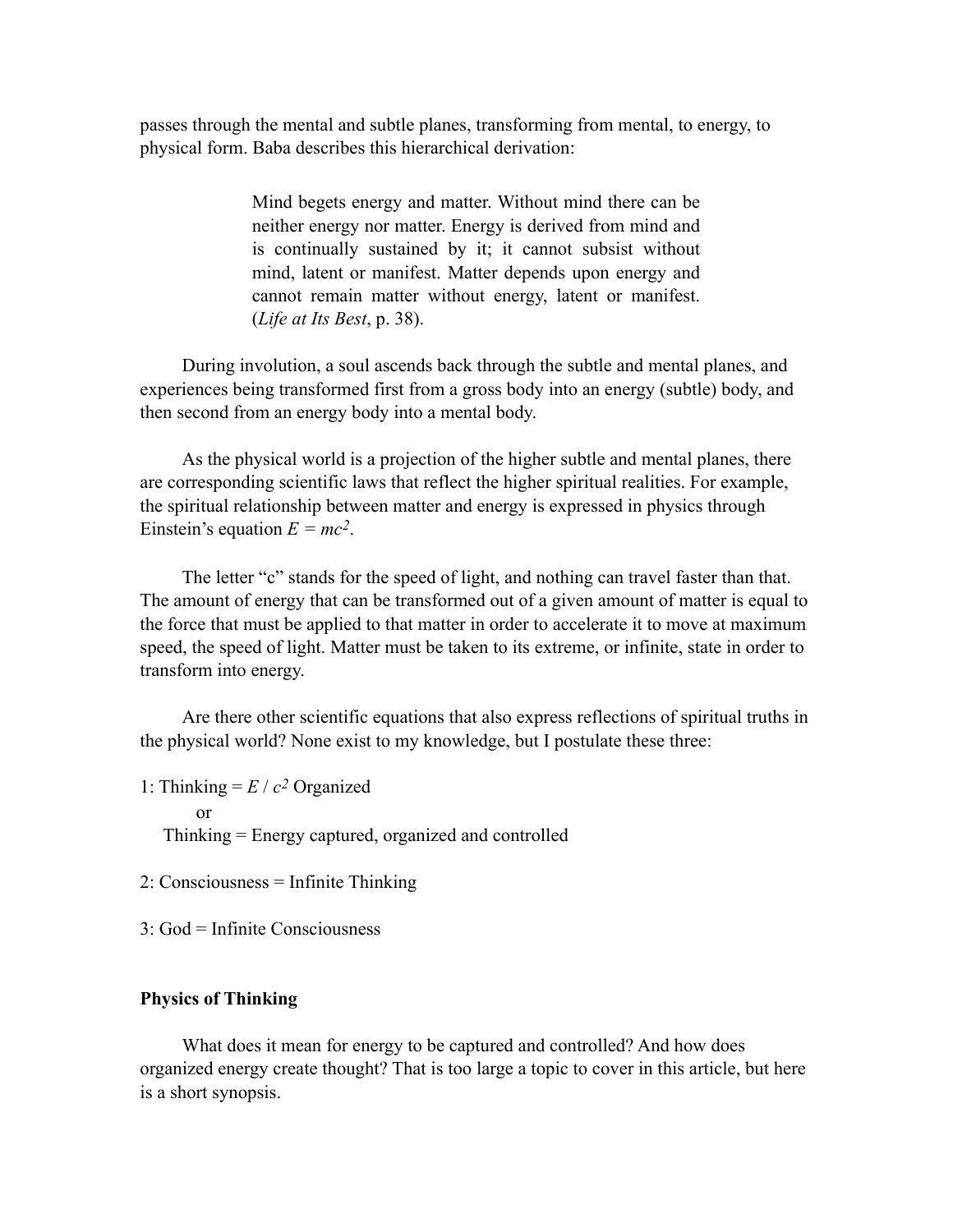passes through the mental and subtle planes, transforming from mental, to energy, to physical form. Baba describes this hierarchical derivation:

> Mind begets energy and matter. Without mind there can be neither energy nor matter. Energy is derived from mind and is continually sustained by it; it cannot subsist without mind, latent or manifest. Matter depends upon energy and cannot remain matter without energy, latent or manifest. (*Life at Its Best*, p. 38).

During involution, a soul ascends back through the subtle and mental planes, and experiences being transformed first from a gross body into an energy (subtle) body, and then second from an energy body into a mental body.

As the physical world is a projection of the higher subtle and mental planes, there are corresponding scientific laws that reflect the higher spiritual realities. For example, the spiritual relationship between matter and energy is expressed in physics through Einstein's equation $E = mc^2$.

The letter "c" stands for the speed of light, and nothing can travel faster than that. The amount of energy that can be transformed out of a given amount of matter is equal to the force that must be applied to that matter in order to accelerate it to move at maximum speed, the speed of light. Matter must be taken to its extreme, or infinite, state in order to transform into energy.

Are there other scientific equations that also express reflections of spiritual truths in the physical world? None exist to my knowledge, but I postulate these three:

1: Thinking = $E / c^2$ Organized
  or
 Thinking = Energy captured, organized and controlled

2: Consciousness = Infinite Thinking

3: God = Infinite Consciousness

**Physics of Thinking**

What does it mean for energy to be captured and controlled? And how does organized energy create thought? That is too large a topic to cover in this article, but here is a short synopsis.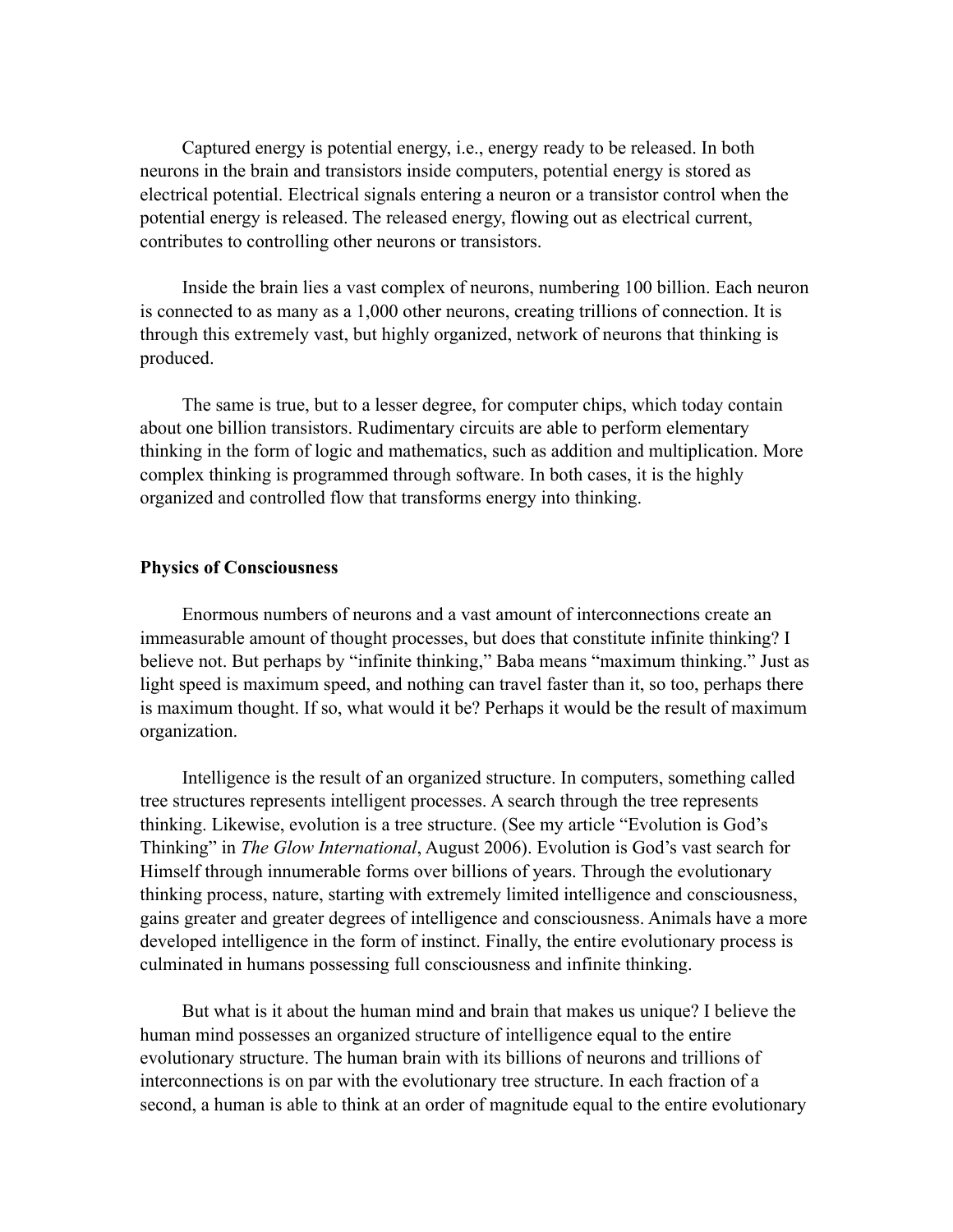Captured energy is potential energy, i.e., energy ready to be released. In both neurons in the brain and transistors inside computers, potential energy is stored as electrical potential. Electrical signals entering a neuron or a transistor control when the potential energy is released. The released energy, flowing out as electrical current, contributes to controlling other neurons or transistors.

Inside the brain lies a vast complex of neurons, numbering 100 billion. Each neuron is connected to as many as a 1,000 other neurons, creating trillions of connection. It is through this extremely vast, but highly organized, network of neurons that thinking is produced.

The same is true, but to a lesser degree, for computer chips, which today contain about one billion transistors. Rudimentary circuits are able to perform elementary thinking in the form of logic and mathematics, such as addition and multiplication. More complex thinking is programmed through software. In both cases, it is the highly organized and controlled flow that transforms energy into thinking.

## Physics of Consciousness

Enormous numbers of neurons and a vast amount of interconnections create an immeasurable amount of thought processes, but does that constitute infinite thinking? I believe not. But perhaps by "infinite thinking," Baba means "maximum thinking." Just as light speed is maximum speed, and nothing can travel faster than it, so too, perhaps there is maximum thought. If so, what would it be? Perhaps it would be the result of maximum organization.

Intelligence is the result of an organized structure. In computers, something called tree structures represents intelligent processes. A search through the tree represents thinking. Likewise, evolution is a tree structure. (See my article "Evolution is God's Thinking" in *The Glow International*, August 2006). Evolution is God's vast search for Himself through innumerable forms over billions of years. Through the evolutionary thinking process, nature, starting with extremely limited intelligence and consciousness, gains greater and greater degrees of intelligence and consciousness. Animals have a more developed intelligence in the form of instinct. Finally, the entire evolutionary process is culminated in humans possessing full consciousness and infinite thinking.

But what is it about the human mind and brain that makes us unique? I believe the human mind possesses an organized structure of intelligence equal to the entire evolutionary structure. The human brain with its billions of neurons and trillions of interconnections is on par with the evolutionary tree structure. In each fraction of a second, a human is able to think at an order of magnitude equal to the entire evolutionary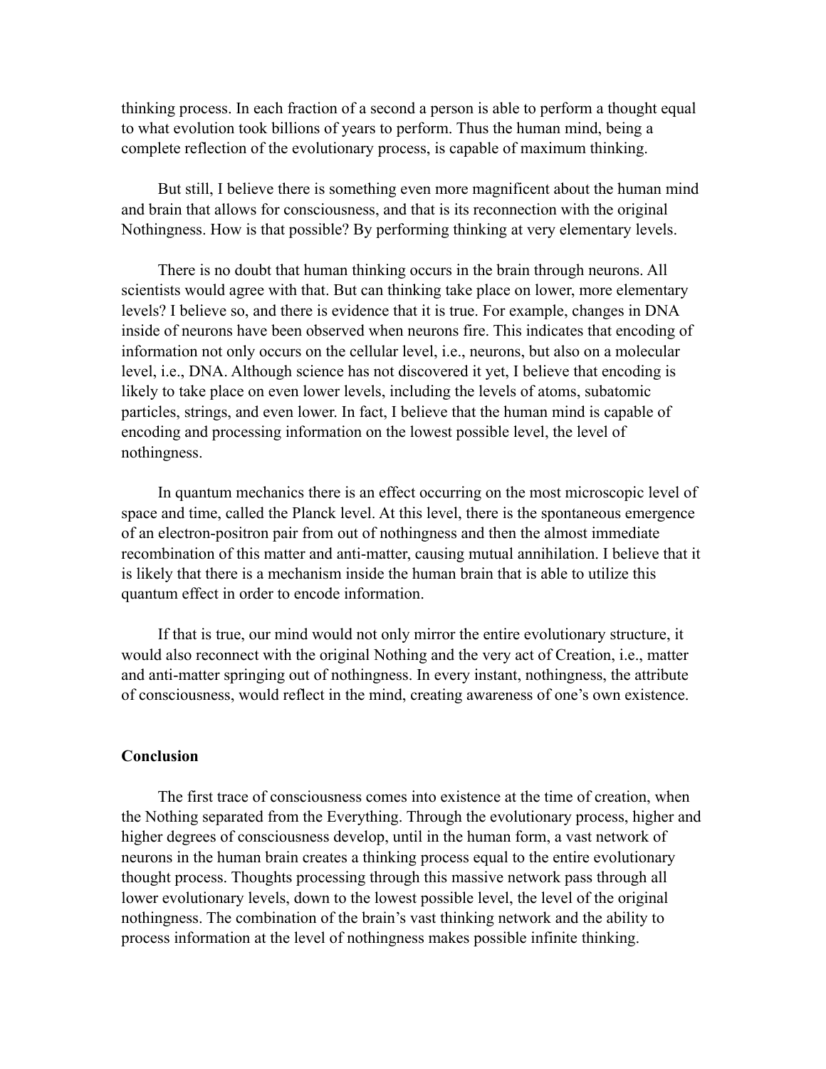thinking process. In each fraction of a second a person is able to perform a thought equal to what evolution took billions of years to perform. Thus the human mind, being a complete reflection of the evolutionary process, is capable of maximum thinking.

But still, I believe there is something even more magnificent about the human mind and brain that allows for consciousness, and that is its reconnection with the original Nothingness. How is that possible? By performing thinking at very elementary levels.

There is no doubt that human thinking occurs in the brain through neurons. All scientists would agree with that. But can thinking take place on lower, more elementary levels? I believe so, and there is evidence that it is true. For example, changes in DNA inside of neurons have been observed when neurons fire. This indicates that encoding of information not only occurs on the cellular level, i.e., neurons, but also on a molecular level, i.e., DNA. Although science has not discovered it yet, I believe that encoding is likely to take place on even lower levels, including the levels of atoms, subatomic particles, strings, and even lower. In fact, I believe that the human mind is capable of encoding and processing information on the lowest possible level, the level of nothingness.

In quantum mechanics there is an effect occurring on the most microscopic level of space and time, called the Planck level. At this level, there is the spontaneous emergence of an electron-positron pair from out of nothingness and then the almost immediate recombination of this matter and anti-matter, causing mutual annihilation. I believe that it is likely that there is a mechanism inside the human brain that is able to utilize this quantum effect in order to encode information.

If that is true, our mind would not only mirror the entire evolutionary structure, it would also reconnect with the original Nothing and the very act of Creation, i.e., matter and anti-matter springing out of nothingness. In every instant, nothingness, the attribute of consciousness, would reflect in the mind, creating awareness of one's own existence.

### Conclusion

The first trace of consciousness comes into existence at the time of creation, when the Nothing separated from the Everything. Through the evolutionary process, higher and higher degrees of consciousness develop, until in the human form, a vast network of neurons in the human brain creates a thinking process equal to the entire evolutionary thought process. Thoughts processing through this massive network pass through all lower evolutionary levels, down to the lowest possible level, the level of the original nothingness. The combination of the brain's vast thinking network and the ability to process information at the level of nothingness makes possible infinite thinking.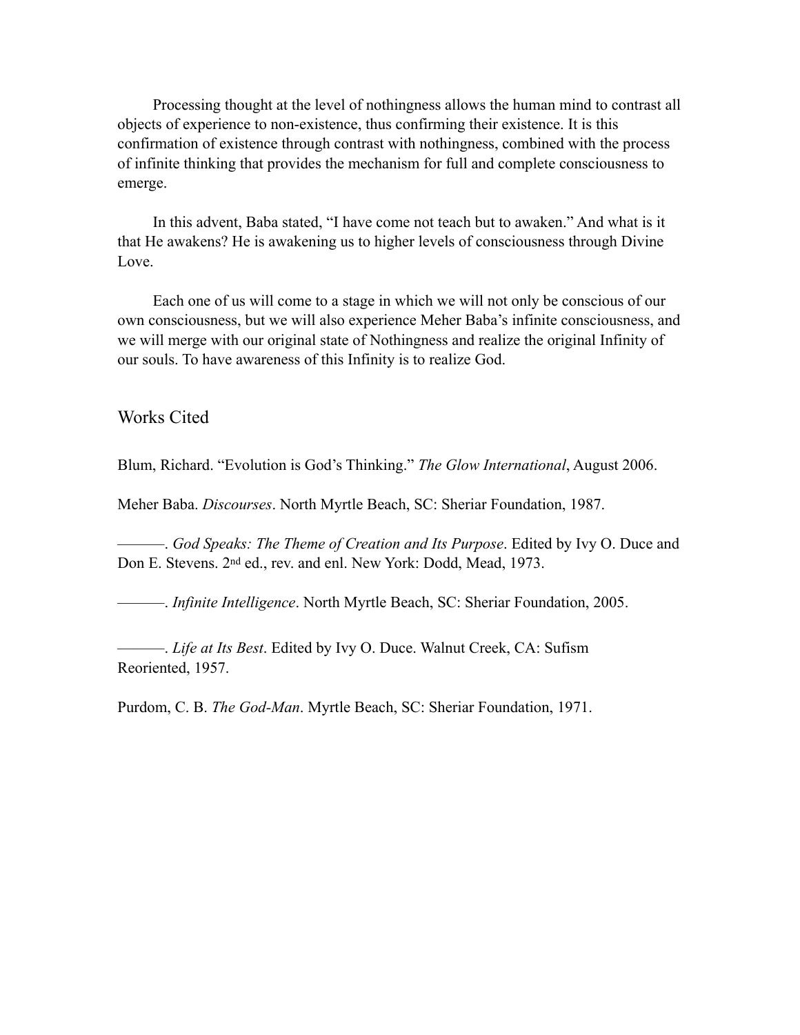Processing thought at the level of nothingness allows the human mind to contrast all objects of experience to non-existence, thus confirming their existence. It is this confirmation of existence through contrast with nothingness, combined with the process of infinite thinking that provides the mechanism for full and complete consciousness to emerge.

In this advent, Baba stated, “I have come not teach but to awaken.” And what is it that He awakens? He is awakening us to higher levels of consciousness through Divine Love.

Each one of us will come to a stage in which we will not only be conscious of our own consciousness, but we will also experience Meher Baba’s infinite consciousness, and we will merge with our original state of Nothingness and realize the original Infinity of our souls. To have awareness of this Infinity is to realize God.

## Works Cited

Blum, Richard. “Evolution is God’s Thinking.” *The Glow International*, August 2006.

Meher Baba. *Discourses*. North Myrtle Beach, SC: Sheriar Foundation, 1987.

———. *God Speaks: The Theme of Creation and Its Purpose*. Edited by Ivy O. Duce and Don E. Stevens. 2nd ed., rev. and enl. New York: Dodd, Mead, 1973.

———. *Infinite Intelligence*. North Myrtle Beach, SC: Sheriar Foundation, 2005.

———. *Life at Its Best*. Edited by Ivy O. Duce. Walnut Creek, CA: Sufism Reoriented, 1957.

Purdom, C. B. *The God-Man*. Myrtle Beach, SC: Sheriar Foundation, 1971.